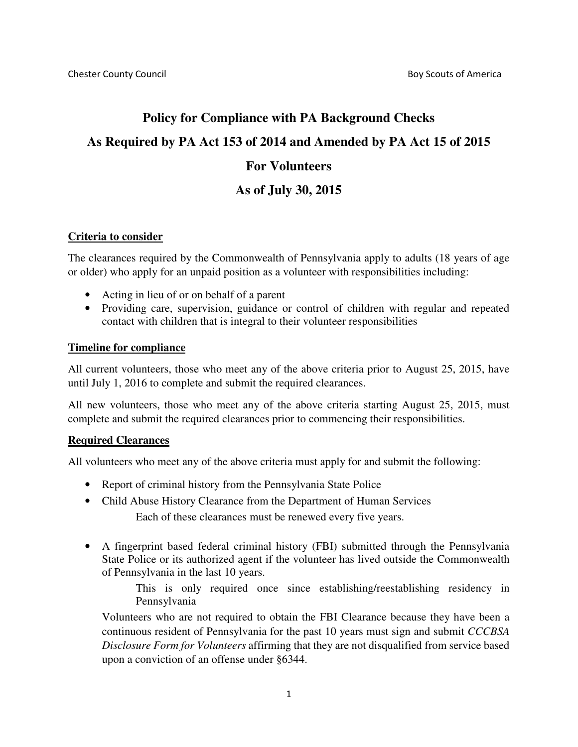Chester County Council Boy Scouts of America

# Policy for Compliance with PA Background Checks

# As Required by PA Act 153 of 2014 and Amended by PA Act 15 of 2015

# For Volunteers

# As of July 30, 2015

## Criteria to consider

The clearances required by the Commonwealth of Pennsylvania apply to adults (18 years of age or older) who apply for an unpaid position as a volunteer with responsibilities including:

- Acting in lieu of or on behalf of a parent
- Providing care, supervision, guidance or control of children with regular and repeated contact with children that is integral to their volunteer responsibilities

## Timeline for compliance

All current volunteers, those who meet any of the above criteria prior to August 25, 2015, have until July 1, 2016 to complete and submit the required clearances.

All new volunteers, those who meet any of the above criteria starting August 25, 2015, must complete and submit the required clearances prior to commencing their responsibilities.

## Required Clearances

All volunteers who meet any of the above criteria must apply for and submit the following:

- Report of criminal history from the Pennsylvania State Police
- Child Abuse History Clearance from the Department of Human Services

  Each of these clearances must be renewed every five years.

- A fingerprint based federal criminal history (FBI) submitted through the Pennsylvania State Police or its authorized agent if the volunteer has lived outside the Commonwealth of Pennsylvania in the last 10 years.

  This is only required once since establishing/reestablishing residency in Pennsylvania

  Volunteers who are not required to obtain the FBI Clearance because they have been a continuous resident of Pennsylvania for the past 10 years must sign and submit *CCCBSA Disclosure Form for Volunteers* affirming that they are not disqualified from service based upon a conviction of an offense under §6344.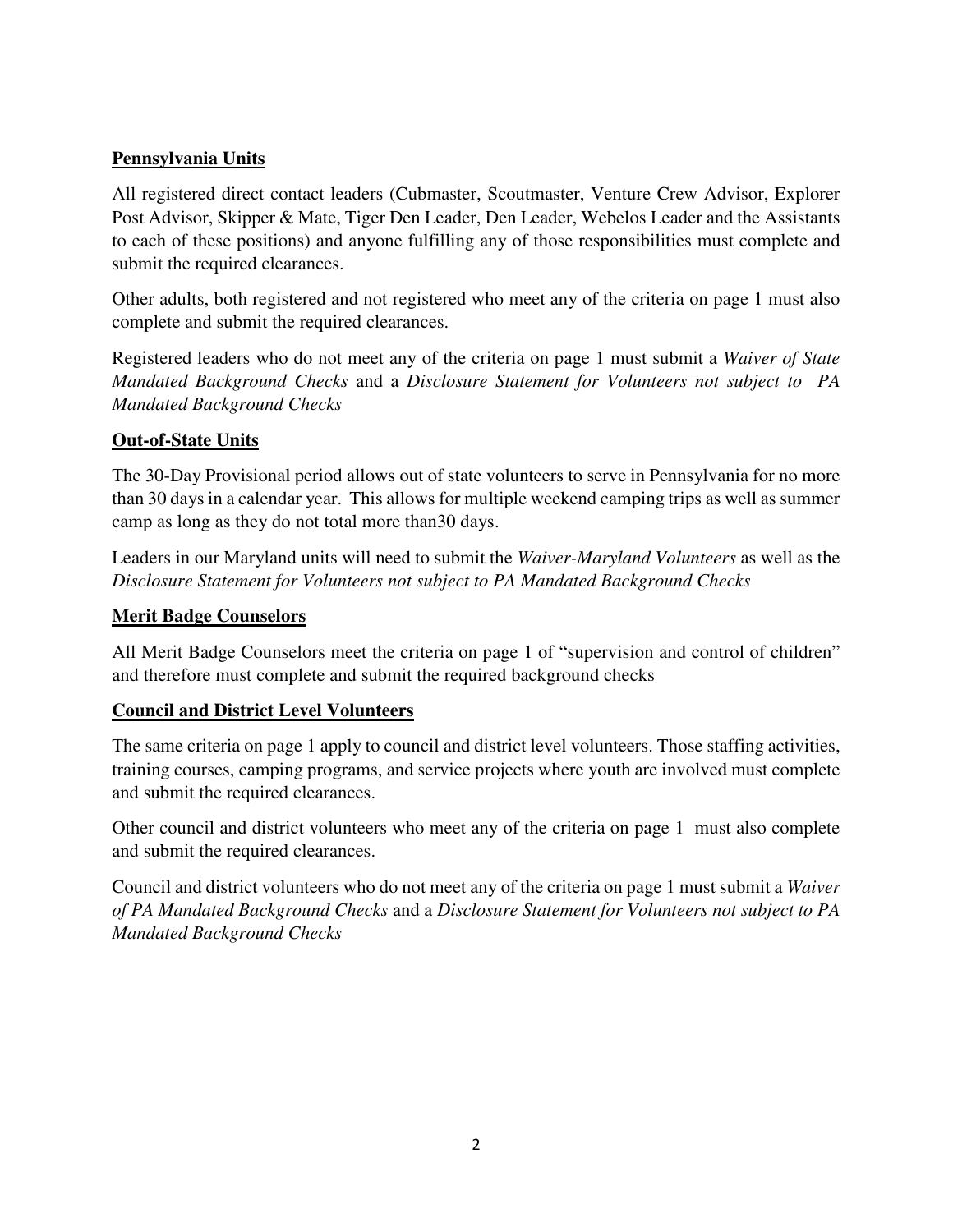## Pennsylvania Units

All registered direct contact leaders (Cubmaster, Scoutmaster, Venture Crew Advisor, Explorer Post Advisor, Skipper & Mate, Tiger Den Leader, Den Leader, Webelos Leader and the Assistants to each of these positions) and anyone fulfilling any of those responsibilities must complete and submit the required clearances.

Other adults, both registered and not registered who meet any of the criteria on page 1 must also complete and submit the required clearances.

Registered leaders who do not meet any of the criteria on page 1 must submit a *Waiver of State Mandated Background Checks* and a *Disclosure Statement for Volunteers not subject to PA Mandated Background Checks*

## Out-of-State Units

The 30-Day Provisional period allows out of state volunteers to serve in Pennsylvania for no more than 30 days in a calendar year. This allows for multiple weekend camping trips as well as summer camp as long as they do not total more than30 days.

Leaders in our Maryland units will need to submit the *Waiver-Maryland Volunteers* as well as the *Disclosure Statement for Volunteers not subject to PA Mandated Background Checks*

## Merit Badge Counselors

All Merit Badge Counselors meet the criteria on page 1 of "supervision and control of children" and therefore must complete and submit the required background checks

## Council and District Level Volunteers

The same criteria on page 1 apply to council and district level volunteers. Those staffing activities, training courses, camping programs, and service projects where youth are involved must complete and submit the required clearances.

Other council and district volunteers who meet any of the criteria on page 1 must also complete and submit the required clearances.

Council and district volunteers who do not meet any of the criteria on page 1 must submit a *Waiver of PA Mandated Background Checks* and a *Disclosure Statement for Volunteers not subject to PA Mandated Background Checks*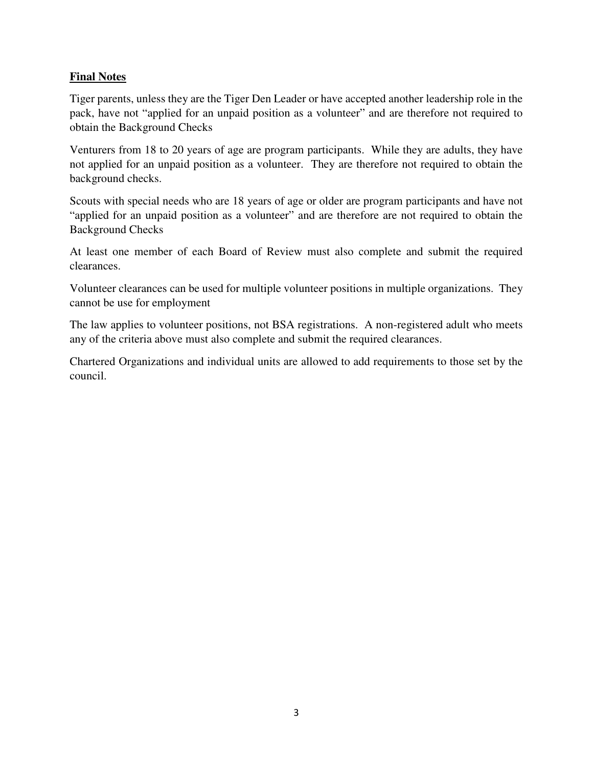**Final Notes**

Tiger parents, unless they are the Tiger Den Leader or have accepted another leadership role in the pack, have not "applied for an unpaid position as a volunteer" and are therefore not required to obtain the Background Checks

Venturers from 18 to 20 years of age are program participants. While they are adults, they have not applied for an unpaid position as a volunteer. They are therefore not required to obtain the background checks.

Scouts with special needs who are 18 years of age or older are program participants and have not "applied for an unpaid position as a volunteer" and are therefore are not required to obtain the Background Checks

At least one member of each Board of Review must also complete and submit the required clearances.

Volunteer clearances can be used for multiple volunteer positions in multiple organizations. They cannot be use for employment

The law applies to volunteer positions, not BSA registrations. A non-registered adult who meets any of the criteria above must also complete and submit the required clearances.

Chartered Organizations and individual units are allowed to add requirements to those set by the council.